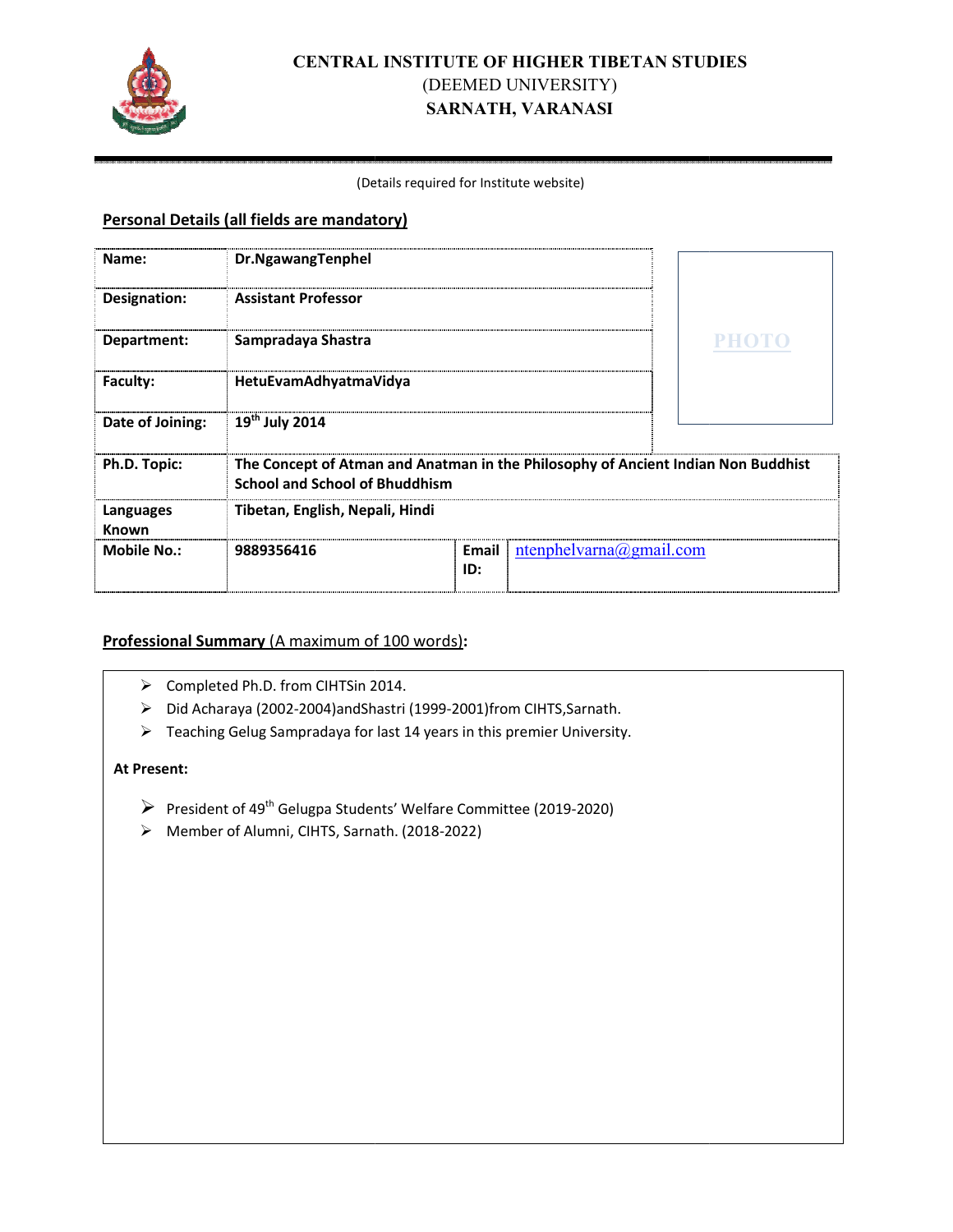# CENTRAL INSTITUTE OF HIGHER TIBETAN STUDIES
(DEEMED UNIVERSITY)
**SARNATH, VARANASI**

(Details required for Institute website)

**Personal Details (all fields are mandatory)**

| | | | |
|---|---|---|---|
| **Name:** | **Dr.NgawangTenphel** | | PHOTO |
| **Designation:** | **Assistant Professor** | | |
| **Department:** | **Sampradaya Shastra** | | |
| **Faculty:** | **HetuEvamAdhyatmaVidya** | | |
| **Date of Joining:** | **19th July 2014** | | |
| **Ph.D. Topic:** | **The Concept of Atman and Anatman in the Philosophy of Ancient Indian Non Buddhist School and School of Bhuddhism** | | |
| **Languages Known** | **Tibetan, English, Nepali, Hindi** | | |
| **Mobile No.:** | **9889356416** | **Email ID:** | ntenphelvarna@gmail.com |

**Professional Summary** (A maximum of 100 words)**:**

- Completed Ph.D. from CIHTSin 2014.
- Did Acharaya (2002-2004)andShastri (1999-2001)from CIHTS,Sarnath.
- Teaching Gelug Sampradaya for last 14 years in this premier University.

**At Present:**

- President of 49th Gelugpa Students' Welfare Committee (2019-2020)
- Member of Alumni, CIHTS, Sarnath. (2018-2022)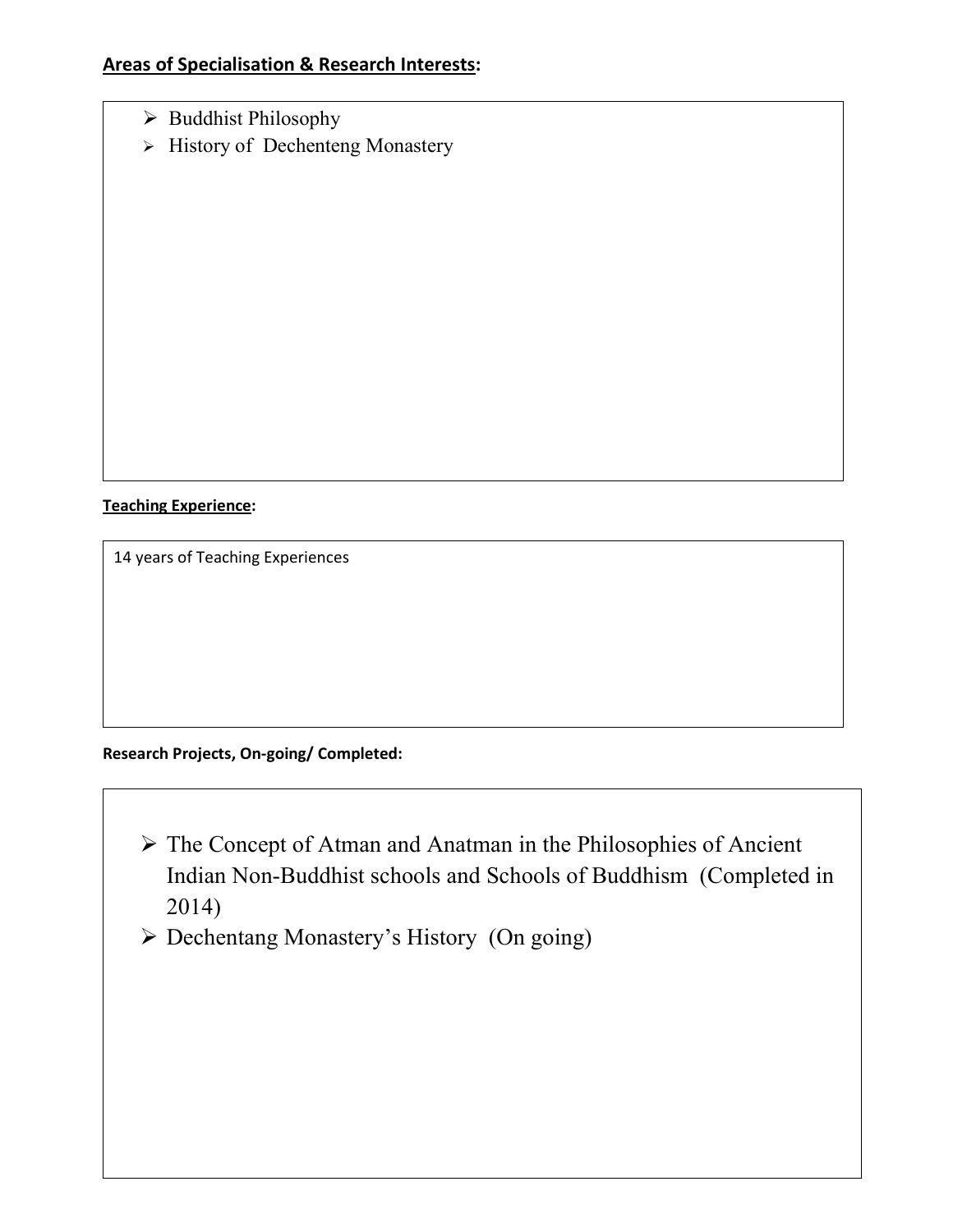**Areas of Specialisation & Research Interests:**

- Buddhist Philosophy
- History of Dechenteng Monastery

**Teaching Experience:**

14 years of Teaching Experiences

**Research Projects, On-going/ Completed:**

- The Concept of Atman and Anatman in the Philosophies of Ancient Indian Non-Buddhist schools and Schools of Buddhism (Completed in 2014)
- Dechentang Monastery's History (On going)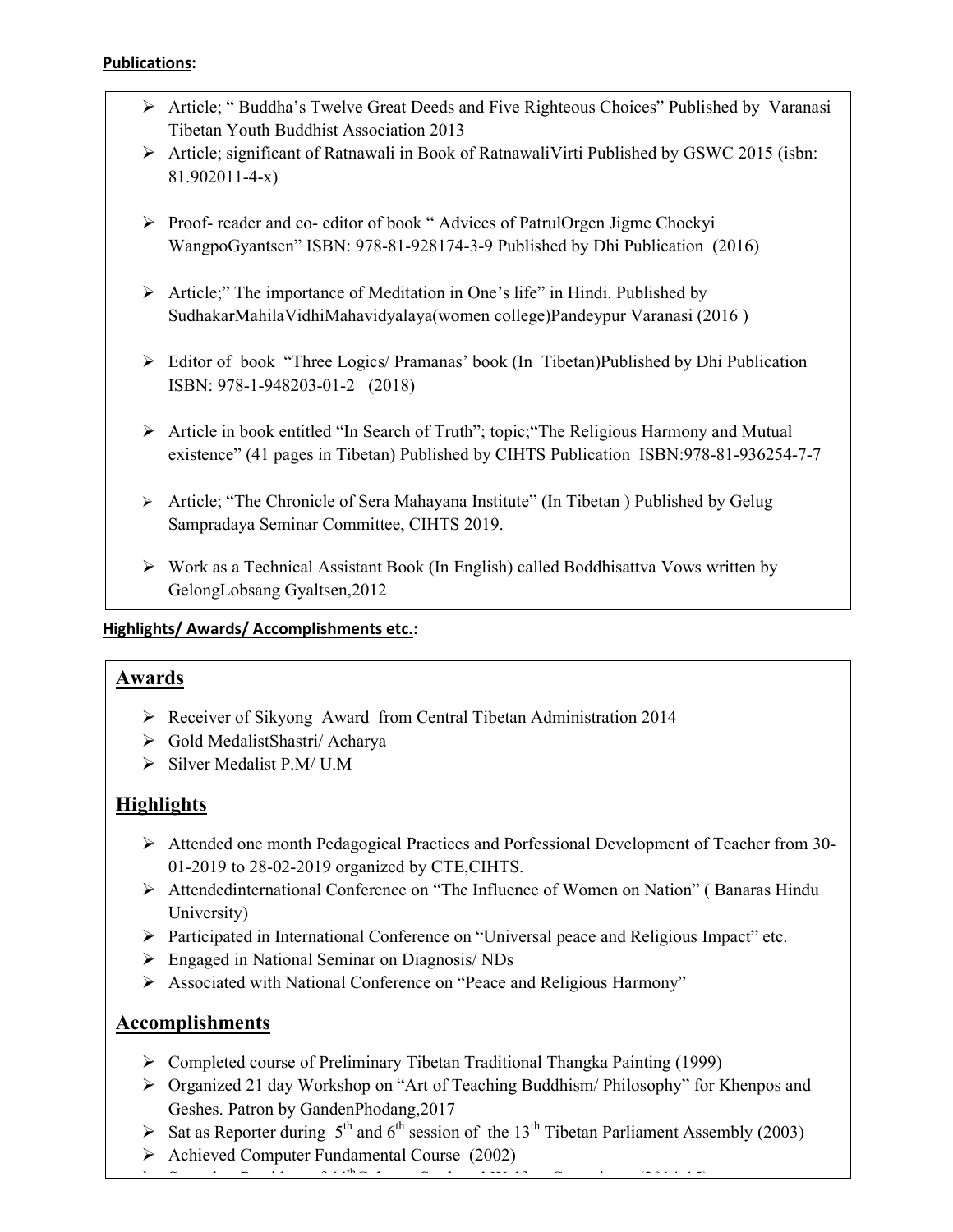**Publications:**

- Article; " Buddha's Twelve Great Deeds and Five Righteous Choices" Published by Varanasi Tibetan Youth Buddhist Association 2013
- Article; significant of Ratnawali in Book of RatnawaliVirti Published by GSWC 2015 (isbn: 81.902011-4-x)
- Proof- reader and co- editor of book " Advices of PatrulOrgen Jigme Choekyi WangpoGyantsen" ISBN: 978-81-928174-3-9 Published by Dhi Publication (2016)
- Article;" The importance of Meditation in One's life" in Hindi. Published by SudhakarMahilaVidhiMahavidyalaya(women college)Pandeypur Varanasi (2016 )
- Editor of book "Three Logics/ Pramanas' book (In Tibetan)Published by Dhi Publication ISBN: 978-1-948203-01-2 (2018)
- Article in book entitled "In Search of Truth"; topic;"The Religious Harmony and Mutual existence" (41 pages in Tibetan) Published by CIHTS Publication ISBN:978-81-936254-7-7
- Article; "The Chronicle of Sera Mahayana Institute" (In Tibetan ) Published by Gelug Sampradaya Seminar Committee, CIHTS 2019.
- Work as a Technical Assistant Book (In English) called Boddhisattva Vows written by GelongLobsang Gyaltsen,2012

**Highlights/ Awards/ Accomplishments etc.:**

## Awards

- Receiver of Sikyong Award from Central Tibetan Administration 2014
- Gold MedalistShastri/ Acharya
- Silver Medalist P.M/ U.M

## Highlights

- Attended one month Pedagogical Practices and Porfessional Development of Teacher from 30-01-2019 to 28-02-2019 organized by CTE,CIHTS.
- Attendedinternational Conference on "The Influence of Women on Nation" ( Banaras Hindu University)
- Participated in International Conference on "Universal peace and Religious Impact" etc.
- Engaged in National Seminar on Diagnosis/ NDs
- Associated with National Conference on "Peace and Religious Harmony"

## Accomplishments

- Completed course of Preliminary Tibetan Traditional Thangka Painting (1999)
- Organized 21 day Workshop on "Art of Teaching Buddhism/ Philosophy" for Khenpos and Geshes. Patron by GandenPhodang,2017
- Sat as Reporter during 5th and 6th session of the 13th Tibetan Parliament Assembly (2003)
- Achieved Computer Fundamental Course (2002)